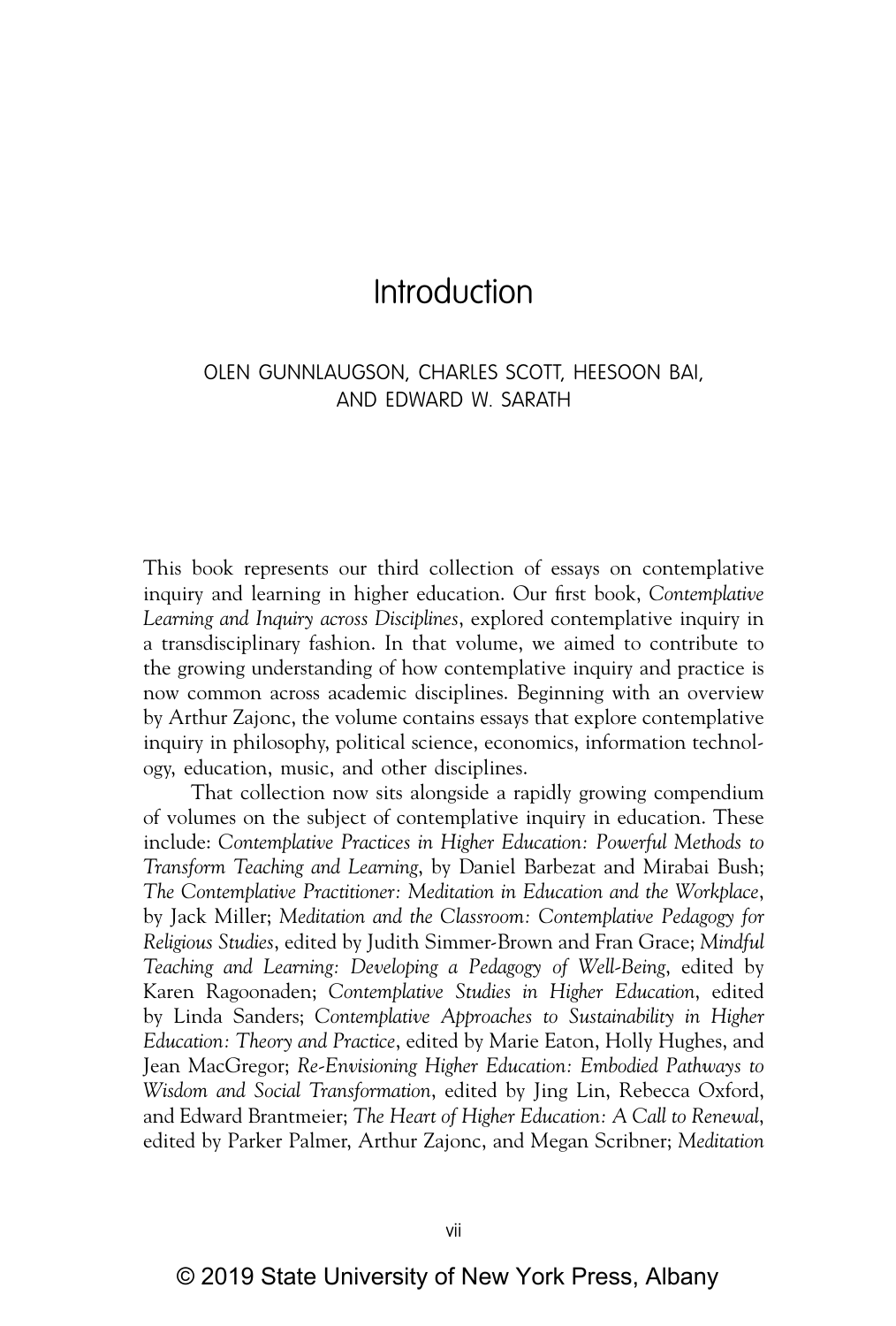# Introduction

OLEN GUNNLAUGSON, CHARLES SCOTT, HEESOON BAI, AND EDWARD W. SARATH

This book represents our third collection of essays on contemplative inquiry and learning in higher education. Our first book, *Contemplative Learning and Inquiry across Disciplines*, explored contemplative inquiry in a transdisciplinary fashion. In that volume, we aimed to contribute to the growing understanding of how contemplative inquiry and practice is now common across academic disciplines. Beginning with an overview by Arthur Zajonc, the volume contains essays that explore contemplative inquiry in philosophy, political science, economics, information technology, education, music, and other disciplines.

That collection now sits alongside a rapidly growing compendium of volumes on the subject of contemplative inquiry in education. These include: *Contemplative Practices in Higher Education: Powerful Methods to Transform Teaching and Learning*, by Daniel Barbezat and Mirabai Bush; *The Contemplative Practitioner: Meditation in Education and the Workplace*, by Jack Miller; *Meditation and the Classroom: Contemplative Pedagogy for Religious Studies*, edited by Judith Simmer-Brown and Fran Grace; *Mindful Teaching and Learning: Developing a Pedagogy of Well-Being*, edited by Karen Ragoonaden; *Contemplative Studies in Higher Education*, edited by Linda Sanders; *Contemplative Approaches to Sustainability in Higher Education: Theory and Practice*, edited by Marie Eaton, Holly Hughes, and Jean MacGregor; *Re-Envisioning Higher Education: Embodied Pathways to Wisdom and Social Transformation*, edited by Jing Lin, Rebecca Oxford, and Edward Brantmeier; *The Heart of Higher Education: A Call to Renewal*, edited by Parker Palmer, Arthur Zajonc, and Megan Scribner; *Meditation*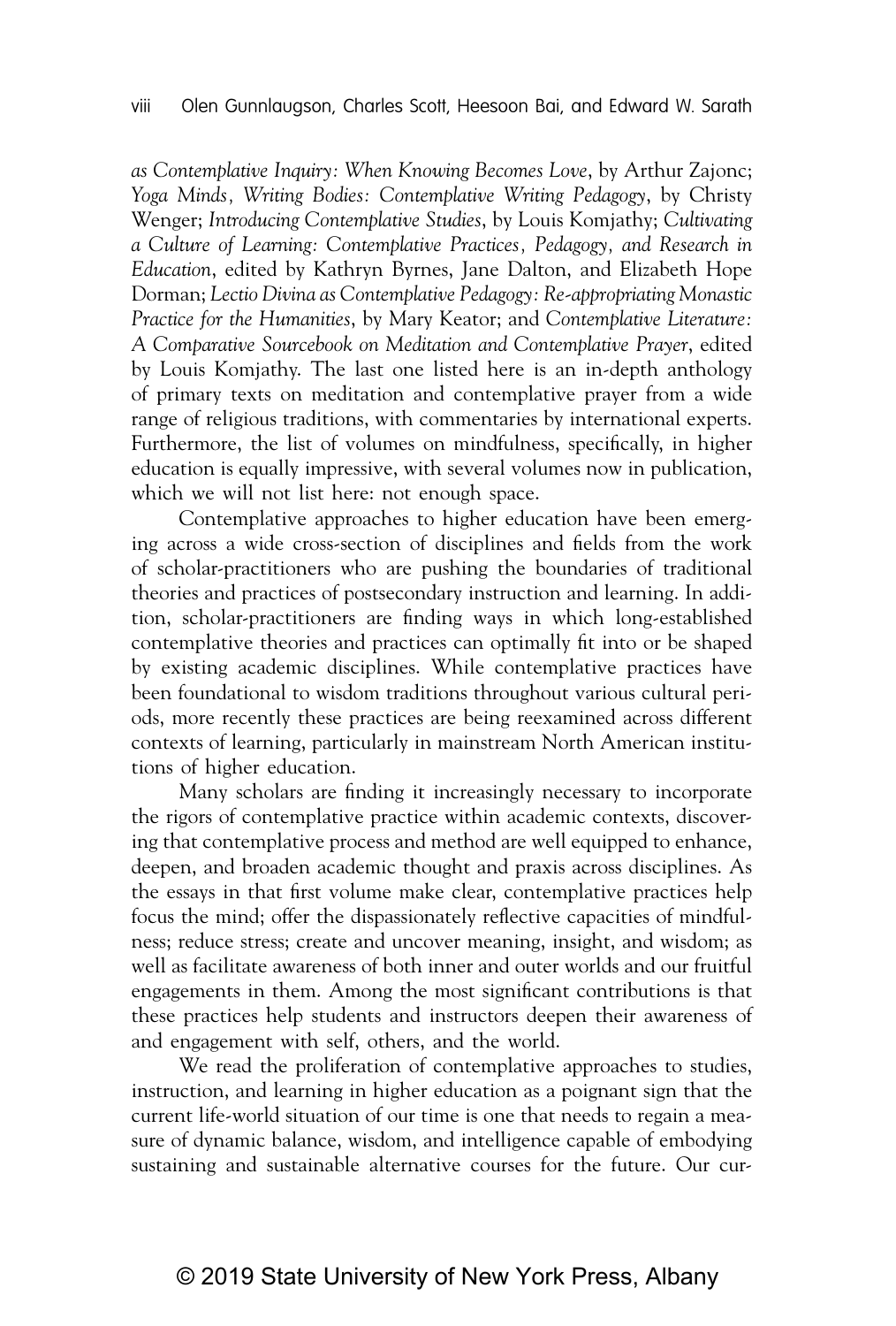*as Contemplative Inquiry: When Knowing Becomes Love*, by Arthur Zajonc; *Yoga Minds, Writing Bodies: Contemplative Writing Pedagogy*, by Christy Wenger; *Introducing Contemplative Studies*, by Louis Komjathy; *Cultivating a Culture of Learning: Contemplative Practices, Pedagogy, and Research in Education*, edited by Kathryn Byrnes, Jane Dalton, and Elizabeth Hope Dorman; *Lectio Divina as Contemplative Pedagogy: Re-appropriating Monastic Practice for the Humanities*, by Mary Keator; and *Contemplative Literature: A Comparative Sourcebook on Meditation and Contemplative Prayer*, edited by Louis Komjathy. The last one listed here is an in-depth anthology of primary texts on meditation and contemplative prayer from a wide range of religious traditions, with commentaries by international experts. Furthermore, the list of volumes on mindfulness, specifically, in higher education is equally impressive, with several volumes now in publication, which we will not list here: not enough space.

Contemplative approaches to higher education have been emerging across a wide cross-section of disciplines and fields from the work of scholar-practitioners who are pushing the boundaries of traditional theories and practices of postsecondary instruction and learning. In addition, scholar-practitioners are finding ways in which long-established contemplative theories and practices can optimally fit into or be shaped by existing academic disciplines. While contemplative practices have been foundational to wisdom traditions throughout various cultural periods, more recently these practices are being reexamined across different contexts of learning, particularly in mainstream North American institutions of higher education.

Many scholars are finding it increasingly necessary to incorporate the rigors of contemplative practice within academic contexts, discovering that contemplative process and method are well equipped to enhance, deepen, and broaden academic thought and praxis across disciplines. As the essays in that first volume make clear, contemplative practices help focus the mind; offer the dispassionately reflective capacities of mindfulness; reduce stress; create and uncover meaning, insight, and wisdom; as well as facilitate awareness of both inner and outer worlds and our fruitful engagements in them. Among the most significant contributions is that these practices help students and instructors deepen their awareness of and engagement with self, others, and the world.

We read the proliferation of contemplative approaches to studies, instruction, and learning in higher education as a poignant sign that the current life-world situation of our time is one that needs to regain a measure of dynamic balance, wisdom, and intelligence capable of embodying sustaining and sustainable alternative courses for the future. Our cur-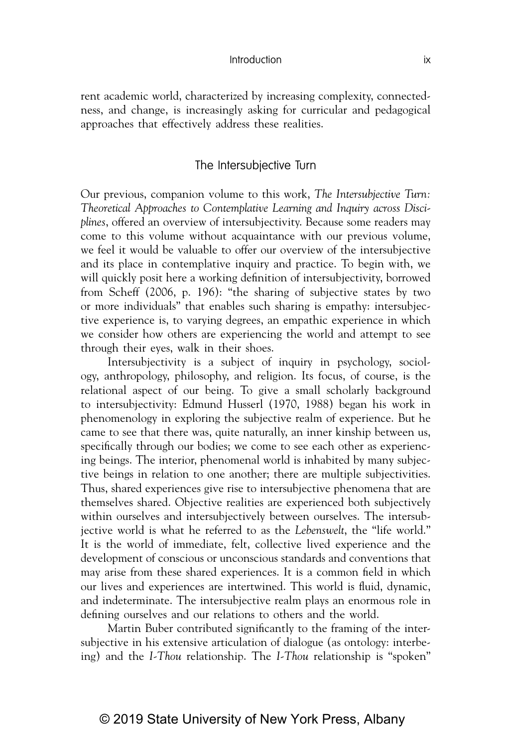rent academic world, characterized by increasing complexity, connectedness, and change, is increasingly asking for curricular and pedagogical approaches that effectively address these realities.

## The Intersubjective Turn

Our previous, companion volume to this work, *The Intersubjective Turn: Theoretical Approaches to Contemplative Learning and Inquiry across Disciplines*, offered an overview of intersubjectivity. Because some readers may come to this volume without acquaintance with our previous volume, we feel it would be valuable to offer our overview of the intersubjective and its place in contemplative inquiry and practice. To begin with, we will quickly posit here a working definition of intersubjectivity, borrowed from Scheff (2006, p. 196): "the sharing of subjective states by two or more individuals" that enables such sharing is empathy: intersubjective experience is, to varying degrees, an empathic experience in which we consider how others are experiencing the world and attempt to see through their eyes, walk in their shoes.

Intersubjectivity is a subject of inquiry in psychology, sociology, anthropology, philosophy, and religion. Its focus, of course, is the relational aspect of our being. To give a small scholarly background to intersubjectivity: Edmund Husserl (1970, 1988) began his work in phenomenology in exploring the subjective realm of experience. But he came to see that there was, quite naturally, an inner kinship between us, specifically through our bodies; we come to see each other as experiencing beings. The interior, phenomenal world is inhabited by many subjective beings in relation to one another; there are multiple subjectivities. Thus, shared experiences give rise to intersubjective phenomena that are themselves shared. Objective realities are experienced both subjectively within ourselves and intersubjectively between ourselves. The intersubjective world is what he referred to as the *Lebenswelt*, the "life world." It is the world of immediate, felt, collective lived experience and the development of conscious or unconscious standards and conventions that may arise from these shared experiences. It is a common field in which our lives and experiences are intertwined. This world is fluid, dynamic, and indeterminate. The intersubjective realm plays an enormous role in defining ourselves and our relations to others and the world.

Martin Buber contributed significantly to the framing of the intersubjective in his extensive articulation of dialogue (as ontology: interbeing) and the *I-Thou* relationship. The *I-Thou* relationship is "spoken"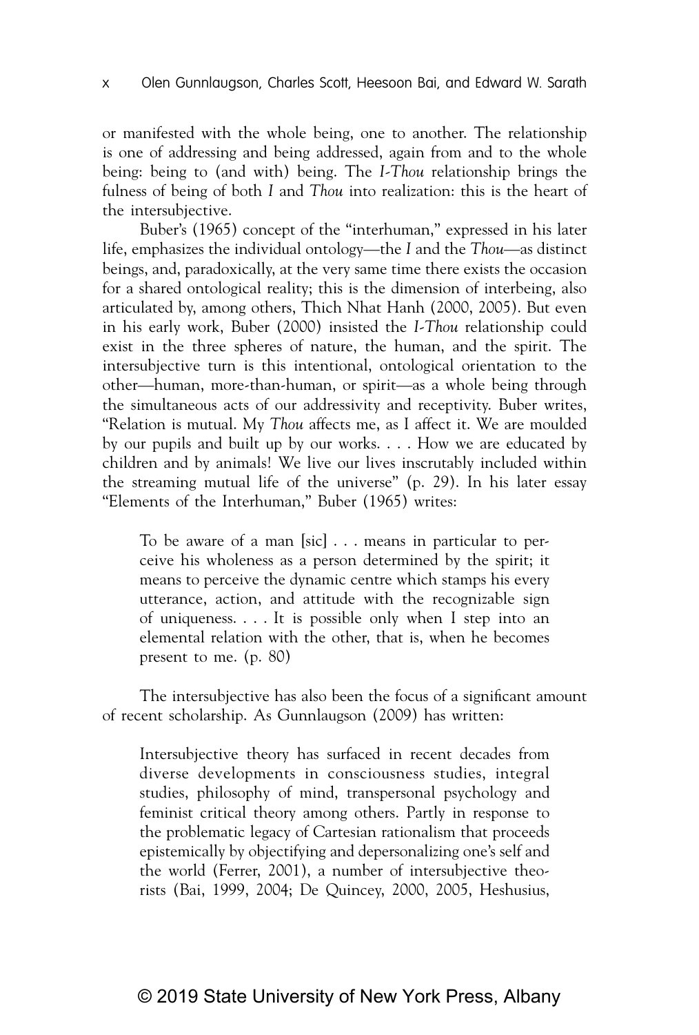or manifested with the whole being, one to another. The relationship is one of addressing and being addressed, again from and to the whole being: being to (and with) being. The *I-Thou* relationship brings the fulness of being of both *I* and *Thou* into realization: this is the heart of the intersubjective.

Buber's (1965) concept of the "interhuman," expressed in his later life, emphasizes the individual ontology—the *I* and the *Thou*—as distinct beings, and, paradoxically, at the very same time there exists the occasion for a shared ontological reality; this is the dimension of interbeing, also articulated by, among others, Thich Nhat Hanh (2000, 2005). But even in his early work, Buber (2000) insisted the *I-Thou* relationship could exist in the three spheres of nature, the human, and the spirit. The intersubjective turn is this intentional, ontological orientation to the other—human, more-than-human, or spirit—as a whole being through the simultaneous acts of our addressivity and receptivity. Buber writes, "Relation is mutual. My *Thou* affects me, as I affect it. We are moulded by our pupils and built up by our works. . . . How we are educated by children and by animals! We live our lives inscrutably included within the streaming mutual life of the universe" (p. 29). In his later essay "Elements of the Interhuman," Buber (1965) writes:

> To be aware of a man [sic] . . . means in particular to perceive his wholeness as a person determined by the spirit; it means to perceive the dynamic centre which stamps his every utterance, action, and attitude with the recognizable sign of uniqueness. . . . It is possible only when I step into an elemental relation with the other, that is, when he becomes present to me. (p. 80)

The intersubjective has also been the focus of a significant amount of recent scholarship. As Gunnlaugson (2009) has written:

> Intersubjective theory has surfaced in recent decades from diverse developments in consciousness studies, integral studies, philosophy of mind, transpersonal psychology and feminist critical theory among others. Partly in response to the problematic legacy of Cartesian rationalism that proceeds epistemically by objectifying and depersonalizing one's self and the world (Ferrer, 2001), a number of intersubjective theorists (Bai, 1999, 2004; De Quincey, 2000, 2005, Heshusius,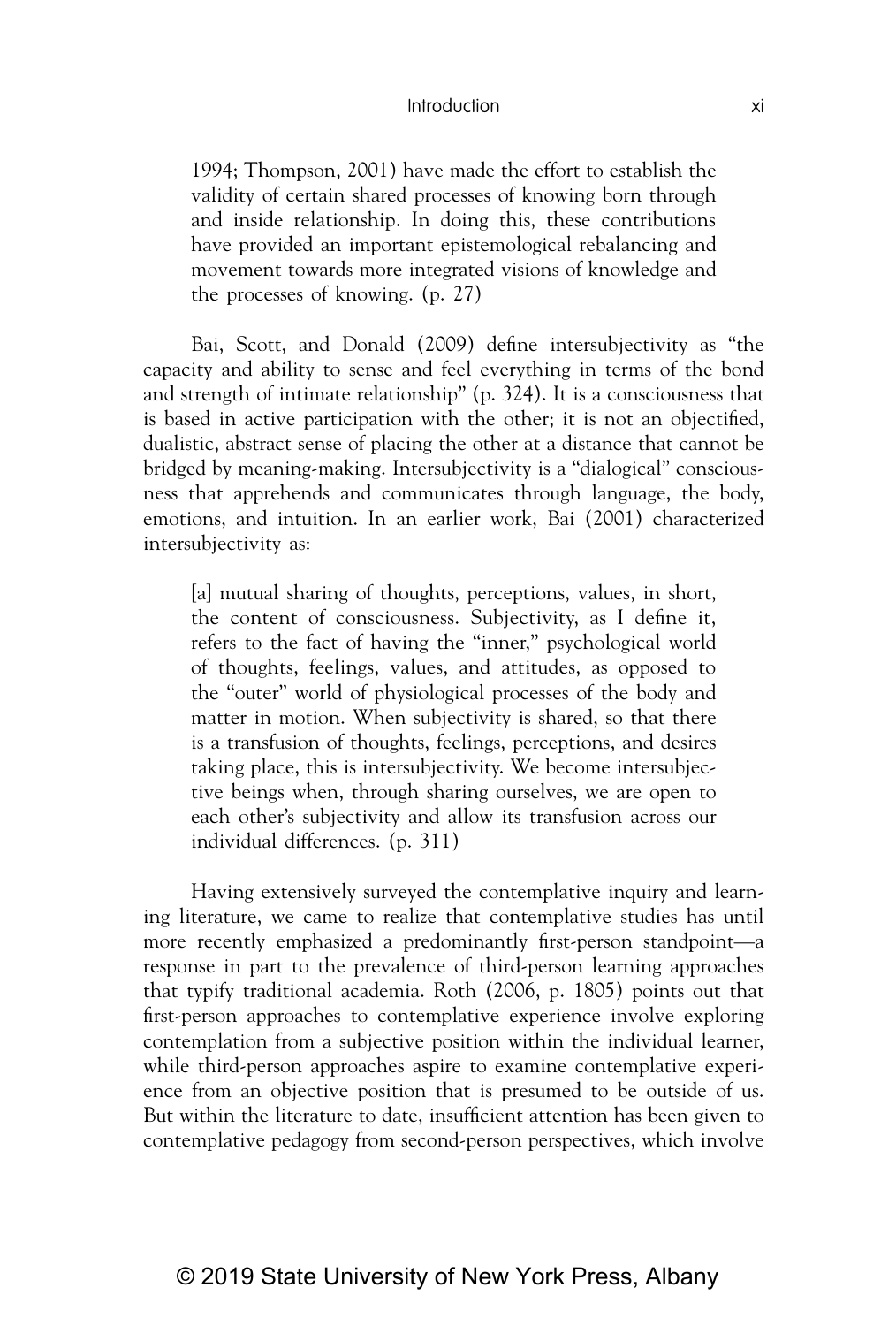1994; Thompson, 2001) have made the effort to establish the validity of certain shared processes of knowing born through and inside relationship. In doing this, these contributions have provided an important epistemological rebalancing and movement towards more integrated visions of knowledge and the processes of knowing. (p. 27)

Bai, Scott, and Donald (2009) define intersubjectivity as "the capacity and ability to sense and feel everything in terms of the bond and strength of intimate relationship" (p. 324). It is a consciousness that is based in active participation with the other; it is not an objectified, dualistic, abstract sense of placing the other at a distance that cannot be bridged by meaning-making. Intersubjectivity is a "dialogical" consciousness that apprehends and communicates through language, the body, emotions, and intuition. In an earlier work, Bai (2001) characterized intersubjectivity as:

> [a] mutual sharing of thoughts, perceptions, values, in short, the content of consciousness. Subjectivity, as I define it, refers to the fact of having the "inner," psychological world of thoughts, feelings, values, and attitudes, as opposed to the "outer" world of physiological processes of the body and matter in motion. When subjectivity is shared, so that there is a transfusion of thoughts, feelings, perceptions, and desires taking place, this is intersubjectivity. We become intersubjective beings when, through sharing ourselves, we are open to each other's subjectivity and allow its transfusion across our individual differences. (p. 311)

Having extensively surveyed the contemplative inquiry and learning literature, we came to realize that contemplative studies has until more recently emphasized a predominantly first-person standpoint—a response in part to the prevalence of third-person learning approaches that typify traditional academia. Roth (2006, p. 1805) points out that first-person approaches to contemplative experience involve exploring contemplation from a subjective position within the individual learner, while third-person approaches aspire to examine contemplative experience from an objective position that is presumed to be outside of us. But within the literature to date, insufficient attention has been given to contemplative pedagogy from second-person perspectives, which involve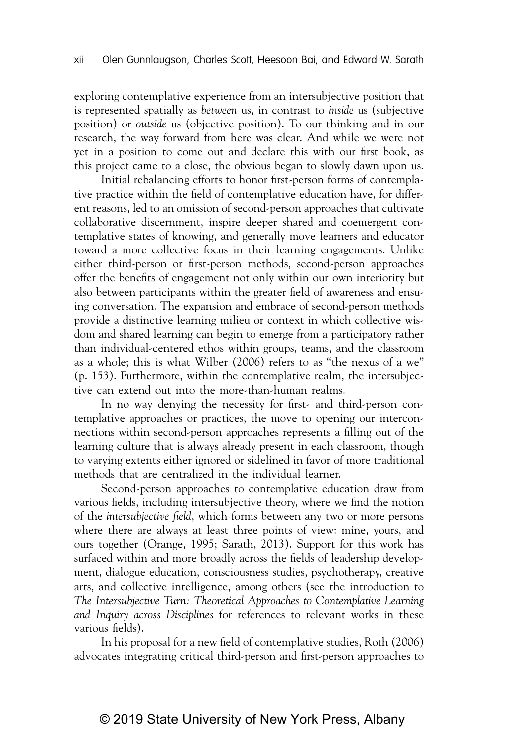exploring contemplative experience from an intersubjective position that is represented spatially as *between* us, in contrast to *inside* us (subjective position) or *outside* us (objective position). To our thinking and in our research, the way forward from here was clear. And while we were not yet in a position to come out and declare this with our first book, as this project came to a close, the obvious began to slowly dawn upon us.

Initial rebalancing efforts to honor first-person forms of contemplative practice within the field of contemplative education have, for different reasons, led to an omission of second-person approaches that cultivate collaborative discernment, inspire deeper shared and coemergent contemplative states of knowing, and generally move learners and educator toward a more collective focus in their learning engagements. Unlike either third-person or first-person methods, second-person approaches offer the benefits of engagement not only within our own interiority but also between participants within the greater field of awareness and ensuing conversation. The expansion and embrace of second-person methods provide a distinctive learning milieu or context in which collective wisdom and shared learning can begin to emerge from a participatory rather than individual-centered ethos within groups, teams, and the classroom as a whole; this is what Wilber (2006) refers to as "the nexus of a we" (p. 153). Furthermore, within the contemplative realm, the intersubjective can extend out into the more-than-human realms.

In no way denying the necessity for first- and third-person contemplative approaches or practices, the move to opening our interconnections within second-person approaches represents a filling out of the learning culture that is always already present in each classroom, though to varying extents either ignored or sidelined in favor of more traditional methods that are centralized in the individual learner.

Second-person approaches to contemplative education draw from various fields, including intersubjective theory, where we find the notion of the *intersubjective field*, which forms between any two or more persons where there are always at least three points of view: mine, yours, and ours together (Orange, 1995; Sarath, 2013). Support for this work has surfaced within and more broadly across the fields of leadership development, dialogue education, consciousness studies, psychotherapy, creative arts, and collective intelligence, among others (see the introduction to *The Intersubjective Turn: Theoretical Approaches to Contemplative Learning and Inquiry across Disciplines* for references to relevant works in these various fields).

In his proposal for a new field of contemplative studies, Roth (2006) advocates integrating critical third-person and first-person approaches to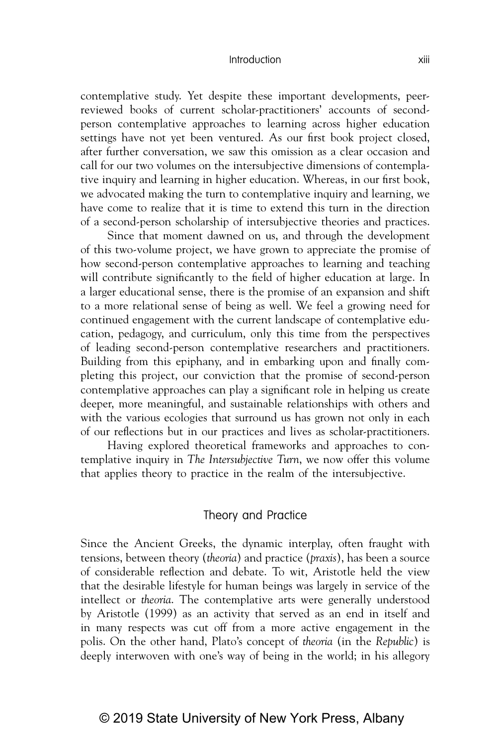contemplative study. Yet despite these important developments, peer-reviewed books of current scholar-practitioners' accounts of second-person contemplative approaches to learning across higher education settings have not yet been ventured. As our first book project closed, after further conversation, we saw this omission as a clear occasion and call for our two volumes on the intersubjective dimensions of contemplative inquiry and learning in higher education. Whereas, in our first book, we advocated making the turn to contemplative inquiry and learning, we have come to realize that it is time to extend this turn in the direction of a second-person scholarship of intersubjective theories and practices.

Since that moment dawned on us, and through the development of this two-volume project, we have grown to appreciate the promise of how second-person contemplative approaches to learning and teaching will contribute significantly to the field of higher education at large. In a larger educational sense, there is the promise of an expansion and shift to a more relational sense of being as well. We feel a growing need for continued engagement with the current landscape of contemplative education, pedagogy, and curriculum, only this time from the perspectives of leading second-person contemplative researchers and practitioners. Building from this epiphany, and in embarking upon and finally completing this project, our conviction that the promise of second-person contemplative approaches can play a significant role in helping us create deeper, more meaningful, and sustainable relationships with others and with the various ecologies that surround us has grown not only in each of our reflections but in our practices and lives as scholar-practitioners.

Having explored theoretical frameworks and approaches to contemplative inquiry in *The Intersubjective Turn*, we now offer this volume that applies theory to practice in the realm of the intersubjective.

## Theory and Practice

Since the Ancient Greeks, the dynamic interplay, often fraught with tensions, between theory (*theoria*) and practice (*praxis*), has been a source of considerable reflection and debate. To wit, Aristotle held the view that the desirable lifestyle for human beings was largely in service of the intellect or *theoria*. The contemplative arts were generally understood by Aristotle (1999) as an activity that served as an end in itself and in many respects was cut off from a more active engagement in the polis. On the other hand, Plato's concept of *theoria* (in the *Republic*) is deeply interwoven with one's way of being in the world; in his allegory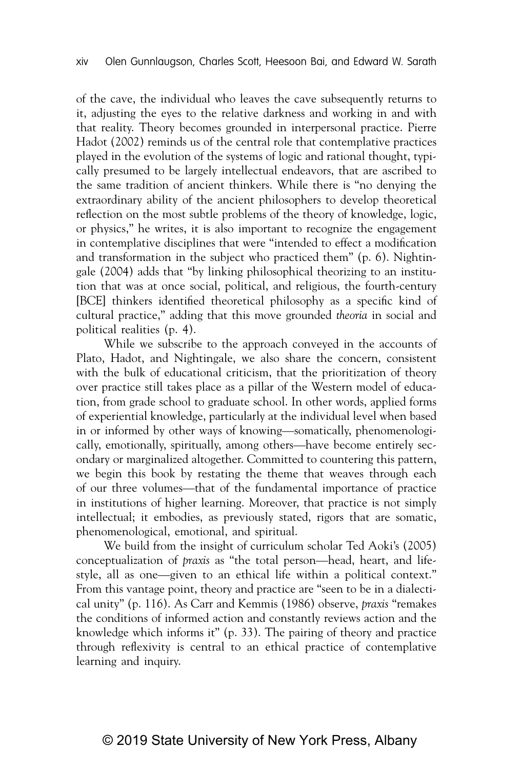of the cave, the individual who leaves the cave subsequently returns to it, adjusting the eyes to the relative darkness and working in and with that reality. Theory becomes grounded in interpersonal practice. Pierre Hadot (2002) reminds us of the central role that contemplative practices played in the evolution of the systems of logic and rational thought, typically presumed to be largely intellectual endeavors, that are ascribed to the same tradition of ancient thinkers. While there is "no denying the extraordinary ability of the ancient philosophers to develop theoretical reflection on the most subtle problems of the theory of knowledge, logic, or physics," he writes, it is also important to recognize the engagement in contemplative disciplines that were "intended to effect a modification and transformation in the subject who practiced them" (p. 6). Nightingale (2004) adds that "by linking philosophical theorizing to an institution that was at once social, political, and religious, the fourth-century [BCE] thinkers identified theoretical philosophy as a specific kind of cultural practice," adding that this move grounded *theoria* in social and political realities (p. 4).

While we subscribe to the approach conveyed in the accounts of Plato, Hadot, and Nightingale, we also share the concern, consistent with the bulk of educational criticism, that the prioritization of theory over practice still takes place as a pillar of the Western model of education, from grade school to graduate school. In other words, applied forms of experiential knowledge, particularly at the individual level when based in or informed by other ways of knowing—somatically, phenomenologically, emotionally, spiritually, among others—have become entirely secondary or marginalized altogether. Committed to countering this pattern, we begin this book by restating the theme that weaves through each of our three volumes—that of the fundamental importance of practice in institutions of higher learning. Moreover, that practice is not simply intellectual; it embodies, as previously stated, rigors that are somatic, phenomenological, emotional, and spiritual.

We build from the insight of curriculum scholar Ted Aoki's (2005) conceptualization of *praxis* as "the total person—head, heart, and lifestyle, all as one—given to an ethical life within a political context." From this vantage point, theory and practice are "seen to be in a dialectical unity" (p. 116). As Carr and Kemmis (1986) observe, *praxis* "remakes the conditions of informed action and constantly reviews action and the knowledge which informs it" (p. 33). The pairing of theory and practice through reflexivity is central to an ethical practice of contemplative learning and inquiry.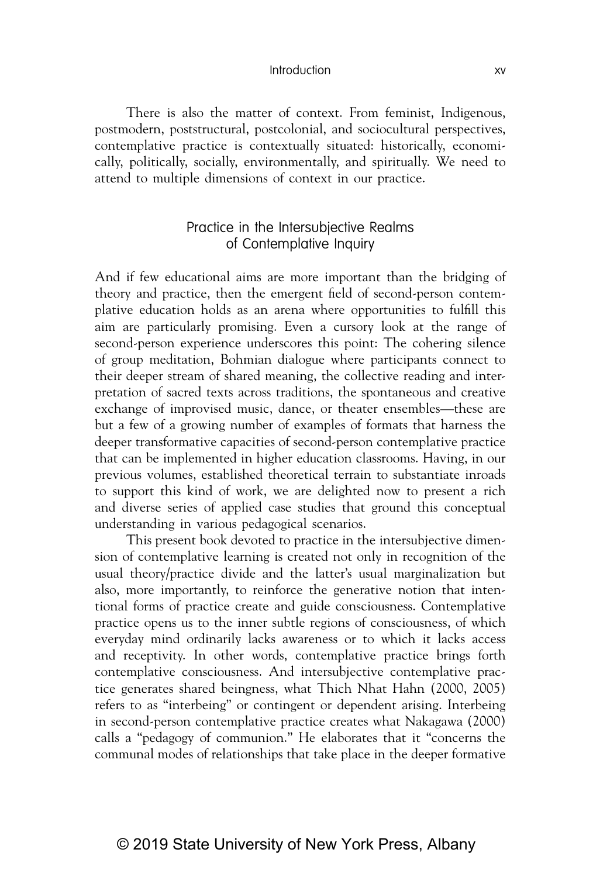There is also the matter of context. From feminist, Indigenous, postmodern, poststructural, postcolonial, and sociocultural perspectives, contemplative practice is contextually situated: historically, economically, politically, socially, environmentally, and spiritually. We need to attend to multiple dimensions of context in our practice.

## Practice in the Intersubjective Realms of Contemplative Inquiry

And if few educational aims are more important than the bridging of theory and practice, then the emergent field of second-person contemplative education holds as an arena where opportunities to fulfill this aim are particularly promising. Even a cursory look at the range of second-person experience underscores this point: The cohering silence of group meditation, Bohmian dialogue where participants connect to their deeper stream of shared meaning, the collective reading and interpretation of sacred texts across traditions, the spontaneous and creative exchange of improvised music, dance, or theater ensembles—these are but a few of a growing number of examples of formats that harness the deeper transformative capacities of second-person contemplative practice that can be implemented in higher education classrooms. Having, in our previous volumes, established theoretical terrain to substantiate inroads to support this kind of work, we are delighted now to present a rich and diverse series of applied case studies that ground this conceptual understanding in various pedagogical scenarios.

This present book devoted to practice in the intersubjective dimension of contemplative learning is created not only in recognition of the usual theory/practice divide and the latter's usual marginalization but also, more importantly, to reinforce the generative notion that intentional forms of practice create and guide consciousness. Contemplative practice opens us to the inner subtle regions of consciousness, of which everyday mind ordinarily lacks awareness or to which it lacks access and receptivity. In other words, contemplative practice brings forth contemplative consciousness. And intersubjective contemplative practice generates shared beingness, what Thich Nhat Hahn (2000, 2005) refers to as "interbeing" or contingent or dependent arising. Interbeing in second-person contemplative practice creates what Nakagawa (2000) calls a "pedagogy of communion." He elaborates that it "concerns the communal modes of relationships that take place in the deeper formative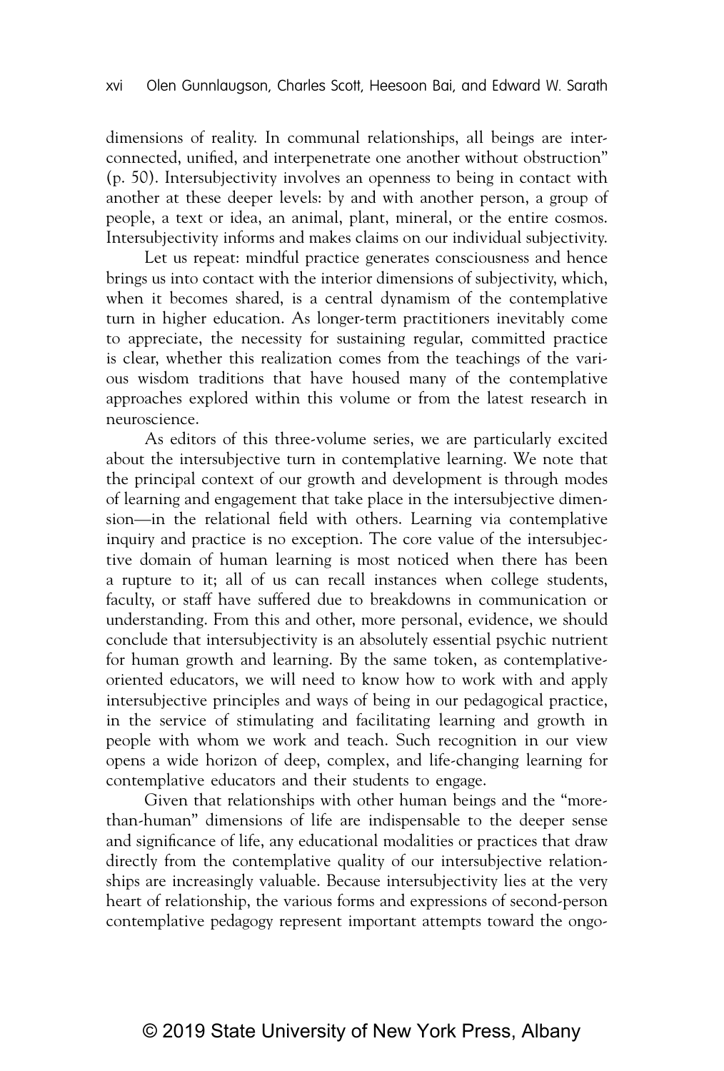dimensions of reality. In communal relationships, all beings are interconnected, unified, and interpenetrate one another without obstruction" (p. 50). Intersubjectivity involves an openness to being in contact with another at these deeper levels: by and with another person, a group of people, a text or idea, an animal, plant, mineral, or the entire cosmos. Intersubjectivity informs and makes claims on our individual subjectivity.

Let us repeat: mindful practice generates consciousness and hence brings us into contact with the interior dimensions of subjectivity, which, when it becomes shared, is a central dynamism of the contemplative turn in higher education. As longer-term practitioners inevitably come to appreciate, the necessity for sustaining regular, committed practice is clear, whether this realization comes from the teachings of the various wisdom traditions that have housed many of the contemplative approaches explored within this volume or from the latest research in neuroscience.

As editors of this three-volume series, we are particularly excited about the intersubjective turn in contemplative learning. We note that the principal context of our growth and development is through modes of learning and engagement that take place in the intersubjective dimension—in the relational field with others. Learning via contemplative inquiry and practice is no exception. The core value of the intersubjective domain of human learning is most noticed when there has been a rupture to it; all of us can recall instances when college students, faculty, or staff have suffered due to breakdowns in communication or understanding. From this and other, more personal, evidence, we should conclude that intersubjectivity is an absolutely essential psychic nutrient for human growth and learning. By the same token, as contemplative-oriented educators, we will need to know how to work with and apply intersubjective principles and ways of being in our pedagogical practice, in the service of stimulating and facilitating learning and growth in people with whom we work and teach. Such recognition in our view opens a wide horizon of deep, complex, and life-changing learning for contemplative educators and their students to engage.

Given that relationships with other human beings and the "more-than-human" dimensions of life are indispensable to the deeper sense and significance of life, any educational modalities or practices that draw directly from the contemplative quality of our intersubjective relationships are increasingly valuable. Because intersubjectivity lies at the very heart of relationship, the various forms and expressions of second-person contemplative pedagogy represent important attempts toward the ongo-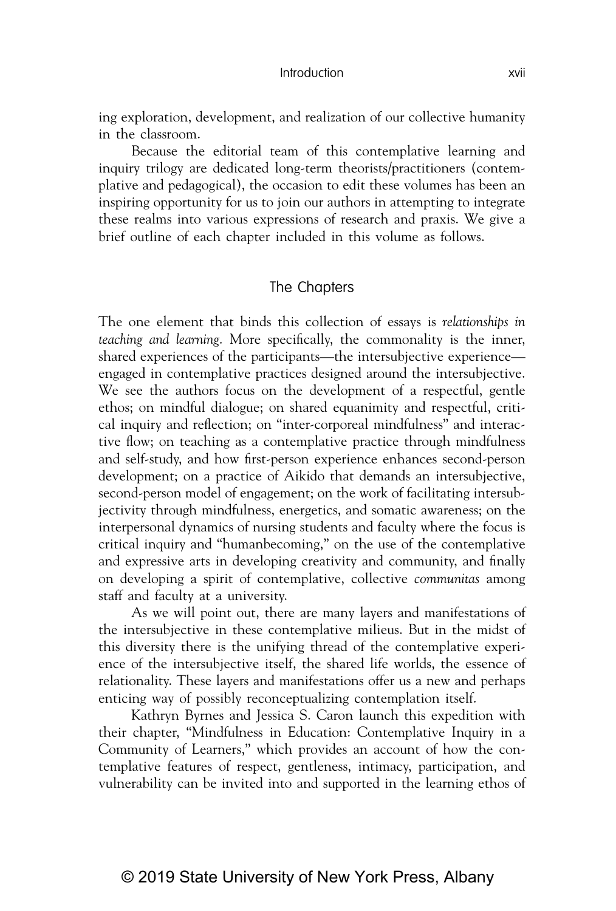ing exploration, development, and realization of our collective humanity in the classroom.

Because the editorial team of this contemplative learning and inquiry trilogy are dedicated long-term theorists/practitioners (contemplative and pedagogical), the occasion to edit these volumes has been an inspiring opportunity for us to join our authors in attempting to integrate these realms into various expressions of research and praxis. We give a brief outline of each chapter included in this volume as follows.

## The Chapters

The one element that binds this collection of essays is *relationships in teaching and learning*. More specifically, the commonality is the inner, shared experiences of the participants—the intersubjective experience—engaged in contemplative practices designed around the intersubjective. We see the authors focus on the development of a respectful, gentle ethos; on mindful dialogue; on shared equanimity and respectful, critical inquiry and reflection; on "inter-corporeal mindfulness" and interactive flow; on teaching as a contemplative practice through mindfulness and self-study, and how first-person experience enhances second-person development; on a practice of Aikido that demands an intersubjective, second-person model of engagement; on the work of facilitating intersubjectivity through mindfulness, energetics, and somatic awareness; on the interpersonal dynamics of nursing students and faculty where the focus is critical inquiry and "humanbecoming," on the use of the contemplative and expressive arts in developing creativity and community, and finally on developing a spirit of contemplative, collective *communitas* among staff and faculty at a university.

As we will point out, there are many layers and manifestations of the intersubjective in these contemplative milieus. But in the midst of this diversity there is the unifying thread of the contemplative experience of the intersubjective itself, the shared life worlds, the essence of relationality. These layers and manifestations offer us a new and perhaps enticing way of possibly reconceptualizing contemplation itself.

Kathryn Byrnes and Jessica S. Caron launch this expedition with their chapter, "Mindfulness in Education: Contemplative Inquiry in a Community of Learners," which provides an account of how the contemplative features of respect, gentleness, intimacy, participation, and vulnerability can be invited into and supported in the learning ethos of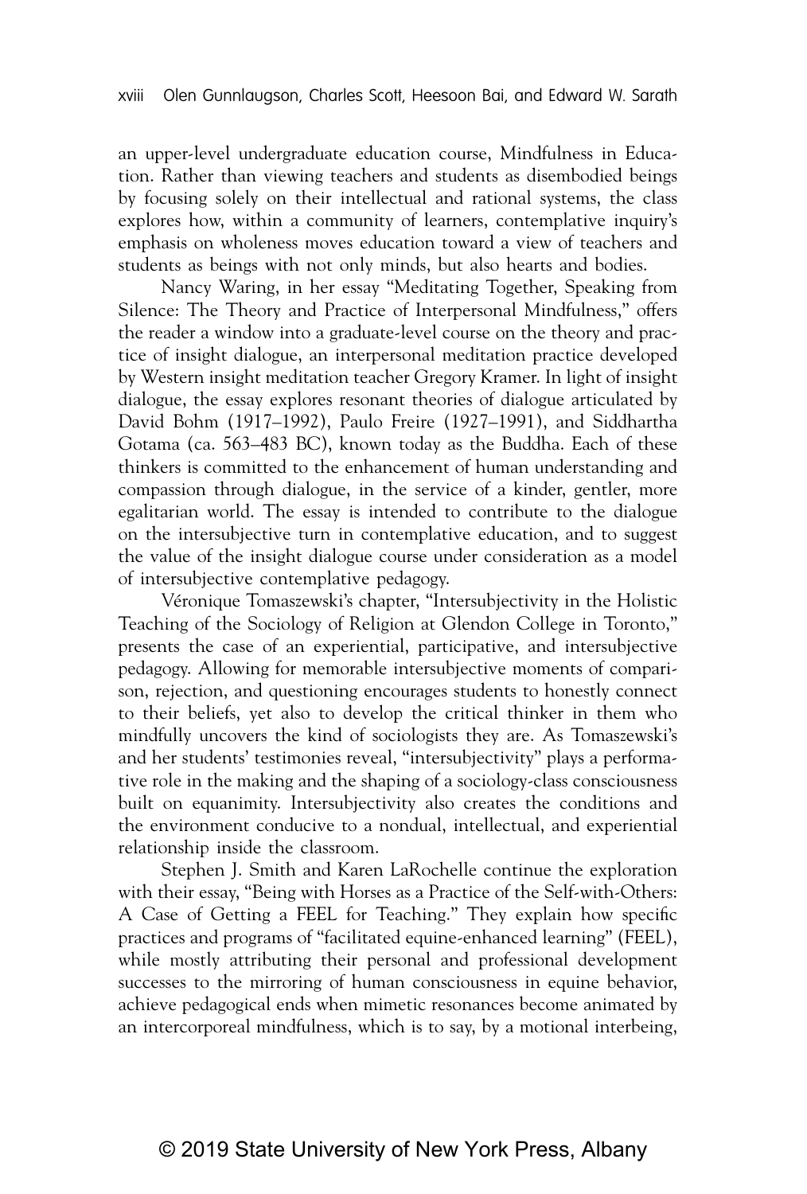an upper-level undergraduate education course, Mindfulness in Education. Rather than viewing teachers and students as disembodied beings by focusing solely on their intellectual and rational systems, the class explores how, within a community of learners, contemplative inquiry's emphasis on wholeness moves education toward a view of teachers and students as beings with not only minds, but also hearts and bodies.

Nancy Waring, in her essay "Meditating Together, Speaking from Silence: The Theory and Practice of Interpersonal Mindfulness," offers the reader a window into a graduate-level course on the theory and practice of insight dialogue, an interpersonal meditation practice developed by Western insight meditation teacher Gregory Kramer. In light of insight dialogue, the essay explores resonant theories of dialogue articulated by David Bohm (1917–1992), Paulo Freire (1927–1991), and Siddhartha Gotama (ca. 563–483 BC), known today as the Buddha. Each of these thinkers is committed to the enhancement of human understanding and compassion through dialogue, in the service of a kinder, gentler, more egalitarian world. The essay is intended to contribute to the dialogue on the intersubjective turn in contemplative education, and to suggest the value of the insight dialogue course under consideration as a model of intersubjective contemplative pedagogy.

Véronique Tomaszewski's chapter, "Intersubjectivity in the Holistic Teaching of the Sociology of Religion at Glendon College in Toronto," presents the case of an experiential, participative, and intersubjective pedagogy. Allowing for memorable intersubjective moments of comparison, rejection, and questioning encourages students to honestly connect to their beliefs, yet also to develop the critical thinker in them who mindfully uncovers the kind of sociologists they are. As Tomaszewski's and her students' testimonies reveal, "intersubjectivity" plays a performative role in the making and the shaping of a sociology-class consciousness built on equanimity. Intersubjectivity also creates the conditions and the environment conducive to a nondual, intellectual, and experiential relationship inside the classroom.

Stephen J. Smith and Karen LaRochelle continue the exploration with their essay, "Being with Horses as a Practice of the Self-with-Others: A Case of Getting a FEEL for Teaching." They explain how specific practices and programs of "facilitated equine-enhanced learning" (FEEL), while mostly attributing their personal and professional development successes to the mirroring of human consciousness in equine behavior, achieve pedagogical ends when mimetic resonances become animated by an intercorporeal mindfulness, which is to say, by a motional interbeing,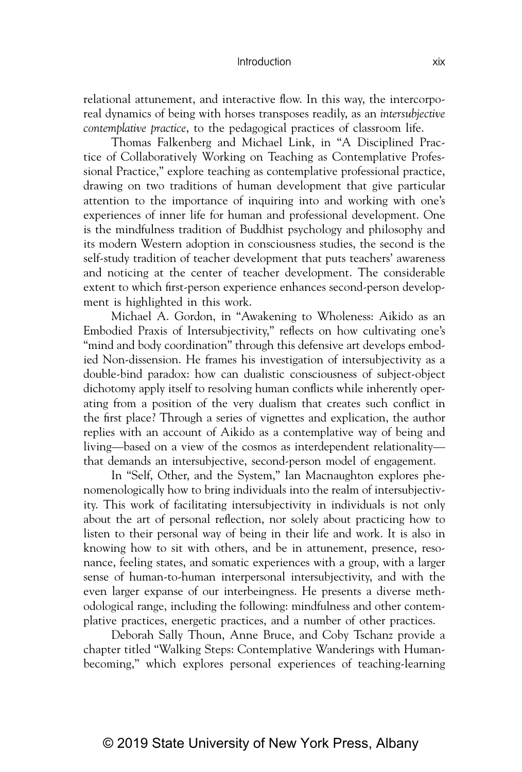relational attunement, and interactive flow. In this way, the intercorporeal dynamics of being with horses transposes readily, as an *intersubjective contemplative practice*, to the pedagogical practices of classroom life.

Thomas Falkenberg and Michael Link, in "A Disciplined Practice of Collaboratively Working on Teaching as Contemplative Professional Practice," explore teaching as contemplative professional practice, drawing on two traditions of human development that give particular attention to the importance of inquiring into and working with one's experiences of inner life for human and professional development. One is the mindfulness tradition of Buddhist psychology and philosophy and its modern Western adoption in consciousness studies, the second is the self-study tradition of teacher development that puts teachers' awareness and noticing at the center of teacher development. The considerable extent to which first-person experience enhances second-person development is highlighted in this work.

Michael A. Gordon, in "Awakening to Wholeness: Aikido as an Embodied Praxis of Intersubjectivity," reflects on how cultivating one's "mind and body coordination" through this defensive art develops embodied Non-dissension. He frames his investigation of intersubjectivity as a double-bind paradox: how can dualistic consciousness of subject-object dichotomy apply itself to resolving human conflicts while inherently operating from a position of the very dualism that creates such conflict in the first place? Through a series of vignettes and explication, the author replies with an account of Aikido as a contemplative way of being and living—based on a view of the cosmos as interdependent relationality—that demands an intersubjective, second-person model of engagement.

In "Self, Other, and the System," Ian Macnaughton explores phenomenologically how to bring individuals into the realm of intersubjectivity. This work of facilitating intersubjectivity in individuals is not only about the art of personal reflection, nor solely about practicing how to listen to their personal way of being in their life and work. It is also in knowing how to sit with others, and be in attunement, presence, resonance, feeling states, and somatic experiences with a group, with a larger sense of human-to-human interpersonal intersubjectivity, and with the even larger expanse of our interbeingness. He presents a diverse methodological range, including the following: mindfulness and other contemplative practices, energetic practices, and a number of other practices.

Deborah Sally Thoun, Anne Bruce, and Coby Tschanz provide a chapter titled "Walking Steps: Contemplative Wanderings with Humanbecoming," which explores personal experiences of teaching-learning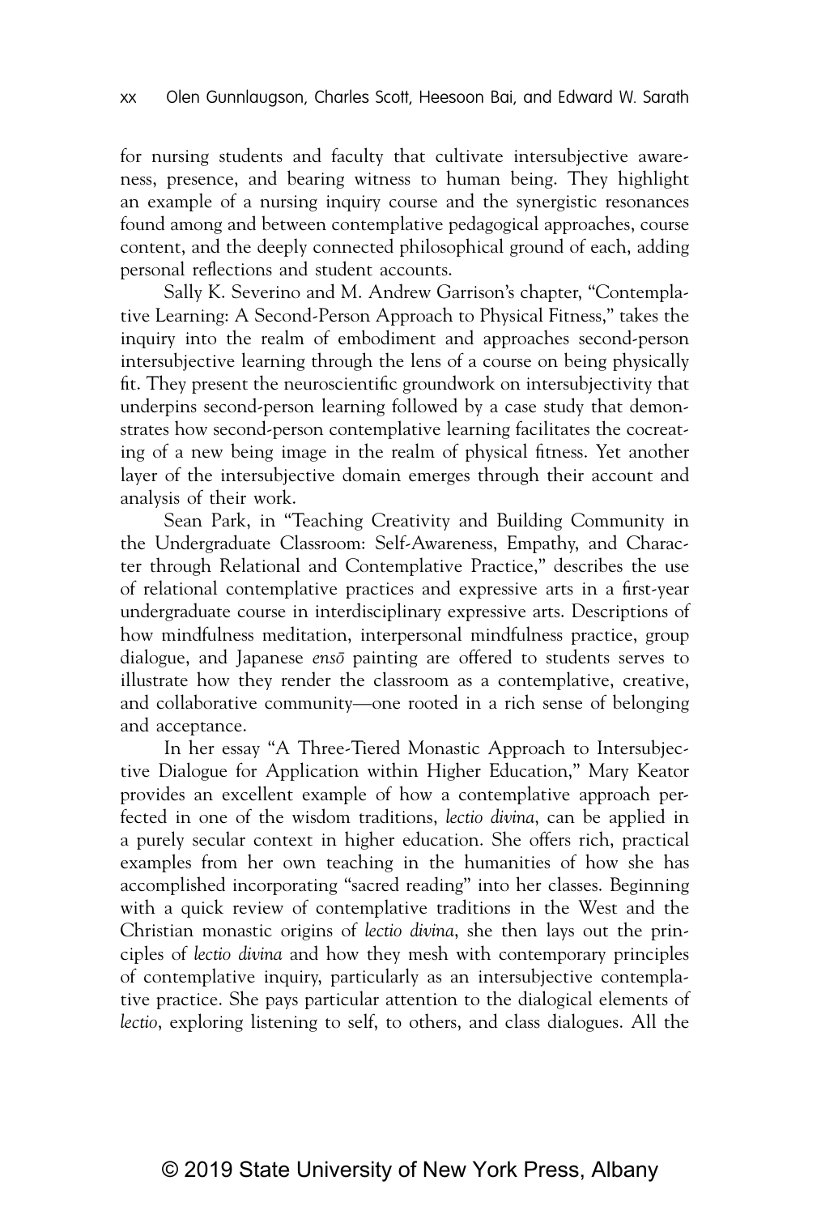for nursing students and faculty that cultivate intersubjective awareness, presence, and bearing witness to human being. They highlight an example of a nursing inquiry course and the synergistic resonances found among and between contemplative pedagogical approaches, course content, and the deeply connected philosophical ground of each, adding personal reflections and student accounts.

Sally K. Severino and M. Andrew Garrison's chapter, "Contemplative Learning: A Second-Person Approach to Physical Fitness," takes the inquiry into the realm of embodiment and approaches second-person intersubjective learning through the lens of a course on being physically fit. They present the neuroscientific groundwork on intersubjectivity that underpins second-person learning followed by a case study that demonstrates how second-person contemplative learning facilitates the cocreating of a new being image in the realm of physical fitness. Yet another layer of the intersubjective domain emerges through their account and analysis of their work.

Sean Park, in "Teaching Creativity and Building Community in the Undergraduate Classroom: Self-Awareness, Empathy, and Character through Relational and Contemplative Practice," describes the use of relational contemplative practices and expressive arts in a first-year undergraduate course in interdisciplinary expressive arts. Descriptions of how mindfulness meditation, interpersonal mindfulness practice, group dialogue, and Japanese *ensō* painting are offered to students serves to illustrate how they render the classroom as a contemplative, creative, and collaborative community—one rooted in a rich sense of belonging and acceptance.

In her essay "A Three-Tiered Monastic Approach to Intersubjective Dialogue for Application within Higher Education," Mary Keator provides an excellent example of how a contemplative approach perfected in one of the wisdom traditions, *lectio divina*, can be applied in a purely secular context in higher education. She offers rich, practical examples from her own teaching in the humanities of how she has accomplished incorporating "sacred reading" into her classes. Beginning with a quick review of contemplative traditions in the West and the Christian monastic origins of *lectio divina*, she then lays out the principles of *lectio divina* and how they mesh with contemporary principles of contemplative inquiry, particularly as an intersubjective contemplative practice. She pays particular attention to the dialogical elements of *lectio*, exploring listening to self, to others, and class dialogues. All the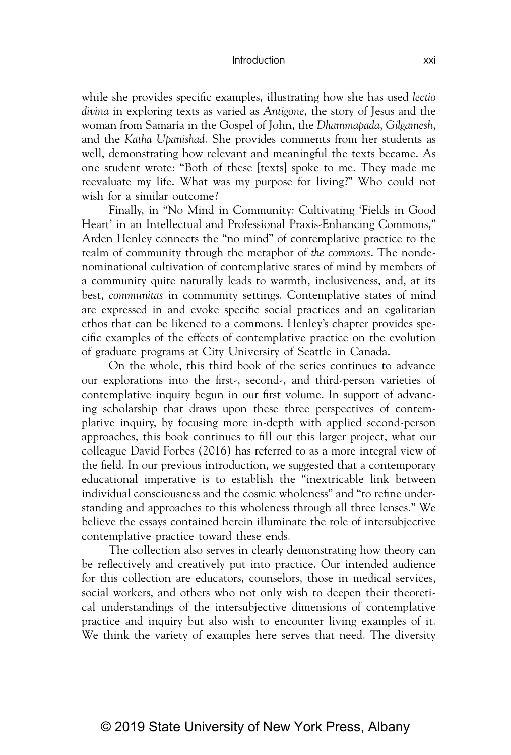while she provides specific examples, illustrating how she has used *lectio divina* in exploring texts as varied as *Antigone*, the story of Jesus and the woman from Samaria in the Gospel of John, the *Dhammapada*, *Gilgamesh*, and the *Katha Upanishad*. She provides comments from her students as well, demonstrating how relevant and meaningful the texts became. As one student wrote: "Both of these [texts] spoke to me. They made me reevaluate my life. What was my purpose for living?" Who could not wish for a similar outcome?

Finally, in "No Mind in Community: Cultivating 'Fields in Good Heart' in an Intellectual and Professional Praxis-Enhancing Commons," Arden Henley connects the "no mind" of contemplative practice to the realm of community through the metaphor of *the commons*. The nondenominational cultivation of contemplative states of mind by members of a community quite naturally leads to warmth, inclusiveness, and, at its best, *communitas* in community settings. Contemplative states of mind are expressed in and evoke specific social practices and an egalitarian ethos that can be likened to a commons. Henley's chapter provides specific examples of the effects of contemplative practice on the evolution of graduate programs at City University of Seattle in Canada.

On the whole, this third book of the series continues to advance our explorations into the first-, second-, and third-person varieties of contemplative inquiry begun in our first volume. In support of advancing scholarship that draws upon these three perspectives of contemplative inquiry, by focusing more in-depth with applied second-person approaches, this book continues to fill out this larger project, what our colleague David Forbes (2016) has referred to as a more integral view of the field. In our previous introduction, we suggested that a contemporary educational imperative is to establish the "inextricable link between individual consciousness and the cosmic wholeness" and "to refine understanding and approaches to this wholeness through all three lenses." We believe the essays contained herein illuminate the role of intersubjective contemplative practice toward these ends.

The collection also serves in clearly demonstrating how theory can be reflectively and creatively put into practice. Our intended audience for this collection are educators, counselors, those in medical services, social workers, and others who not only wish to deepen their theoretical understandings of the intersubjective dimensions of contemplative practice and inquiry but also wish to encounter living examples of it. We think the variety of examples here serves that need. The diversity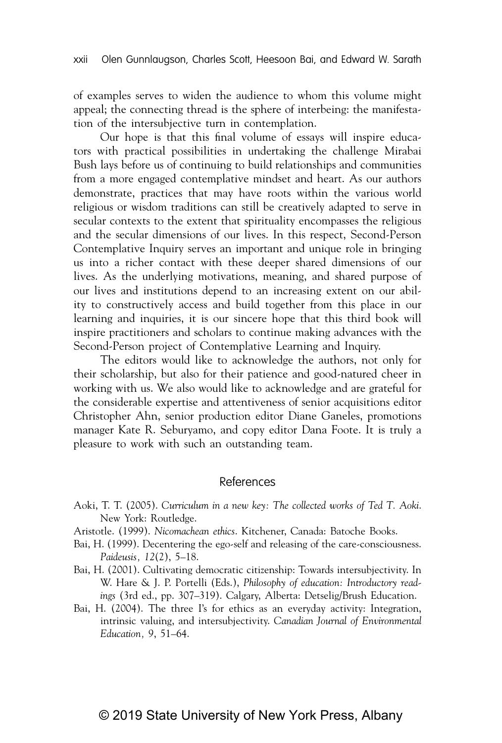of examples serves to widen the audience to whom this volume might appeal; the connecting thread is the sphere of interbeing: the manifestation of the intersubjective turn in contemplation.

Our hope is that this final volume of essays will inspire educators with practical possibilities in undertaking the challenge Mirabai Bush lays before us of continuing to build relationships and communities from a more engaged contemplative mindset and heart. As our authors demonstrate, practices that may have roots within the various world religious or wisdom traditions can still be creatively adapted to serve in secular contexts to the extent that spirituality encompasses the religious and the secular dimensions of our lives. In this respect, Second-Person Contemplative Inquiry serves an important and unique role in bringing us into a richer contact with these deeper shared dimensions of our lives. As the underlying motivations, meaning, and shared purpose of our lives and institutions depend to an increasing extent on our ability to constructively access and build together from this place in our learning and inquiries, it is our sincere hope that this third book will inspire practitioners and scholars to continue making advances with the Second-Person project of Contemplative Learning and Inquiry.

The editors would like to acknowledge the authors, not only for their scholarship, but also for their patience and good-natured cheer in working with us. We also would like to acknowledge and are grateful for the considerable expertise and attentiveness of senior acquisitions editor Christopher Ahn, senior production editor Diane Ganeles, promotions manager Kate R. Seburyamo, and copy editor Dana Foote. It is truly a pleasure to work with such an outstanding team.

## References

Aoki, T. T. (2005). *Curriculum in a new key: The collected works of Ted T. Aoki*. New York: Routledge.

Aristotle. (1999). *Nicomachean ethics*. Kitchener, Canada: Batoche Books.

Bai, H. (1999). Decentering the ego-self and releasing of the care-consciousness. *Paideusis, 12*(2), 5–18.

Bai, H. (2001). Cultivating democratic citizenship: Towards intersubjectivity. In W. Hare & J. P. Portelli (Eds.), *Philosophy of education: Introductory readings* (3rd ed., pp. 307–319). Calgary, Alberta: Detselig/Brush Education.

Bai, H. (2004). The three I's for ethics as an everyday activity: Integration, intrinsic valuing, and intersubjectivity. *Canadian Journal of Environmental Education, 9*, 51–64.

© 2019 State University of New York Press, Albany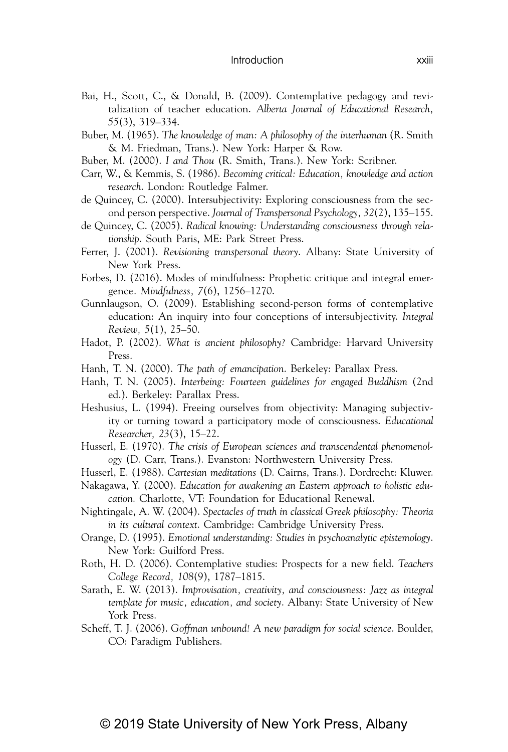Bai, H., Scott, C., & Donald, B. (2009). Contemplative pedagogy and revitalization of teacher education. *Alberta Journal of Educational Research, 55*(3), 319–334.

Buber, M. (1965). *The knowledge of man: A philosophy of the interhuman* (R. Smith & M. Friedman, Trans.). New York: Harper & Row.

Buber, M. (2000). *I and Thou* (R. Smith, Trans.). New York: Scribner.

Carr, W., & Kemmis, S. (1986). *Becoming critical: Education, knowledge and action research*. London: Routledge Falmer.

de Quincey, C. (2000). Intersubjectivity: Exploring consciousness from the second person perspective. *Journal of Transpersonal Psychology, 32*(2), 135–155.

de Quincey, C. (2005). *Radical knowing: Understanding consciousness through relationship*. South Paris, ME: Park Street Press.

Ferrer, J. (2001). *Revisioning transpersonal theory*. Albany: State University of New York Press.

Forbes, D. (2016). Modes of mindfulness: Prophetic critique and integral emergence. *Mindfulness, 7*(6), 1256–1270.

Gunnlaugson, O. (2009). Establishing second-person forms of contemplative education: An inquiry into four conceptions of intersubjectivity. *Integral Review, 5*(1), 25–50.

Hadot, P. (2002). *What is ancient philosophy?* Cambridge: Harvard University Press.

Hanh, T. N. (2000). *The path of emancipation*. Berkeley: Parallax Press.

Hanh, T. N. (2005). *Interbeing: Fourteen guidelines for engaged Buddhism* (2nd ed.). Berkeley: Parallax Press.

Heshusius, L. (1994). Freeing ourselves from objectivity: Managing subjectivity or turning toward a participatory mode of consciousness. *Educational Researcher, 23*(3), 15–22.

Husserl, E. (1970). *The crisis of European sciences and transcendental phenomenology* (D. Carr, Trans.). Evanston: Northwestern University Press.

Husserl, E. (1988). *Cartesian meditations* (D. Cairns, Trans.). Dordrecht: Kluwer.

Nakagawa, Y. (2000). *Education for awakening an Eastern approach to holistic education*. Charlotte, VT: Foundation for Educational Renewal.

Nightingale, A. W. (2004). *Spectacles of truth in classical Greek philosophy: Theoria in its cultural context*. Cambridge: Cambridge University Press.

Orange, D. (1995). *Emotional understanding: Studies in psychoanalytic epistemology*. New York: Guilford Press.

Roth, H. D. (2006). Contemplative studies: Prospects for a new field. *Teachers College Record, 108*(9), 1787–1815.

Sarath, E. W. (2013). *Improvisation, creativity, and consciousness: Jazz as integral template for music, education, and society*. Albany: State University of New York Press.

Scheff, T. J. (2006). *Goffman unbound! A new paradigm for social science*. Boulder, CO: Paradigm Publishers.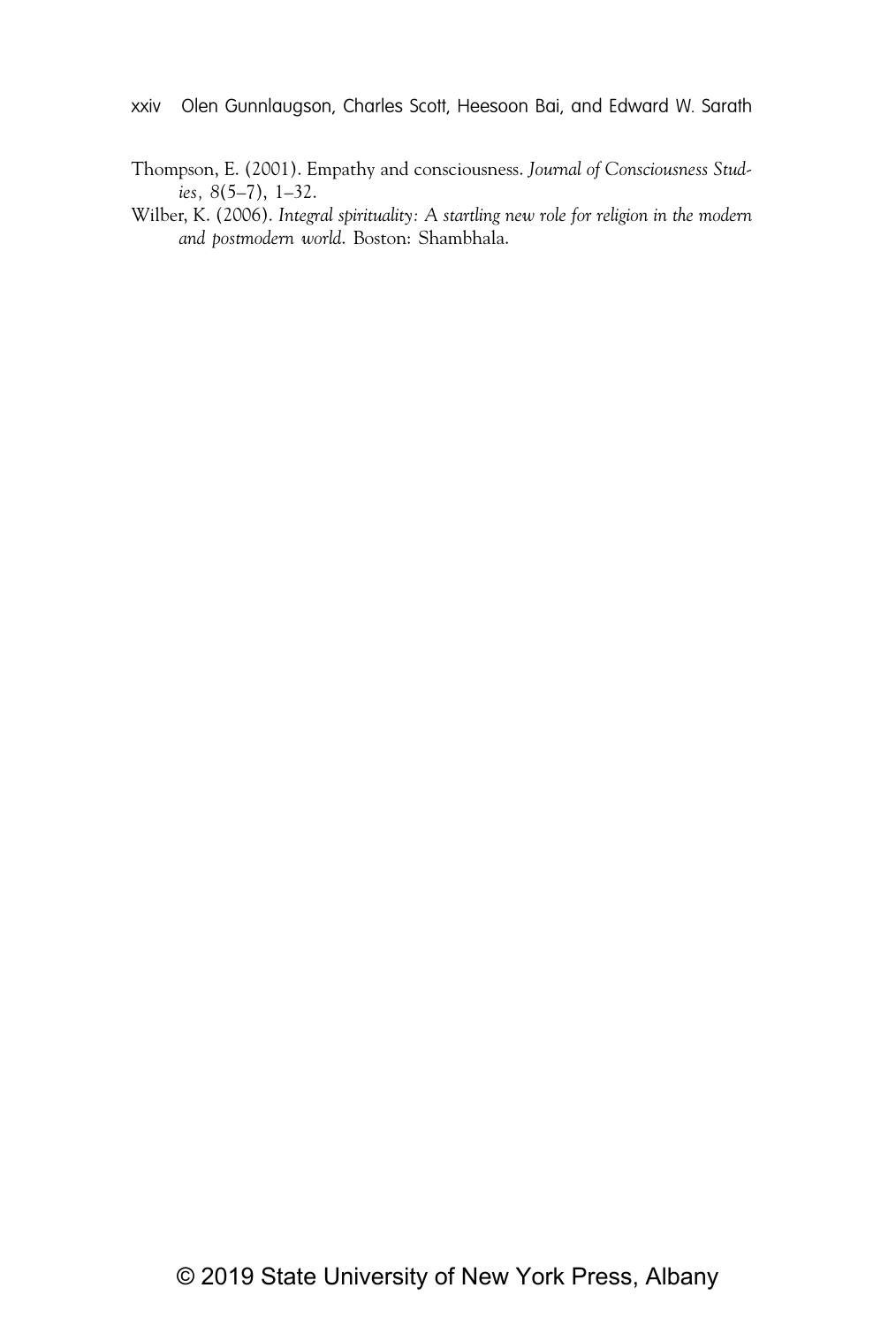Thompson, E. (2001). Empathy and consciousness. *Journal of Consciousness Studies*, 8(5–7), 1–32.

Wilber, K. (2006). *Integral spirituality: A startling new role for religion in the modern and postmodern world*. Boston: Shambhala.

© 2019 State University of New York Press, Albany